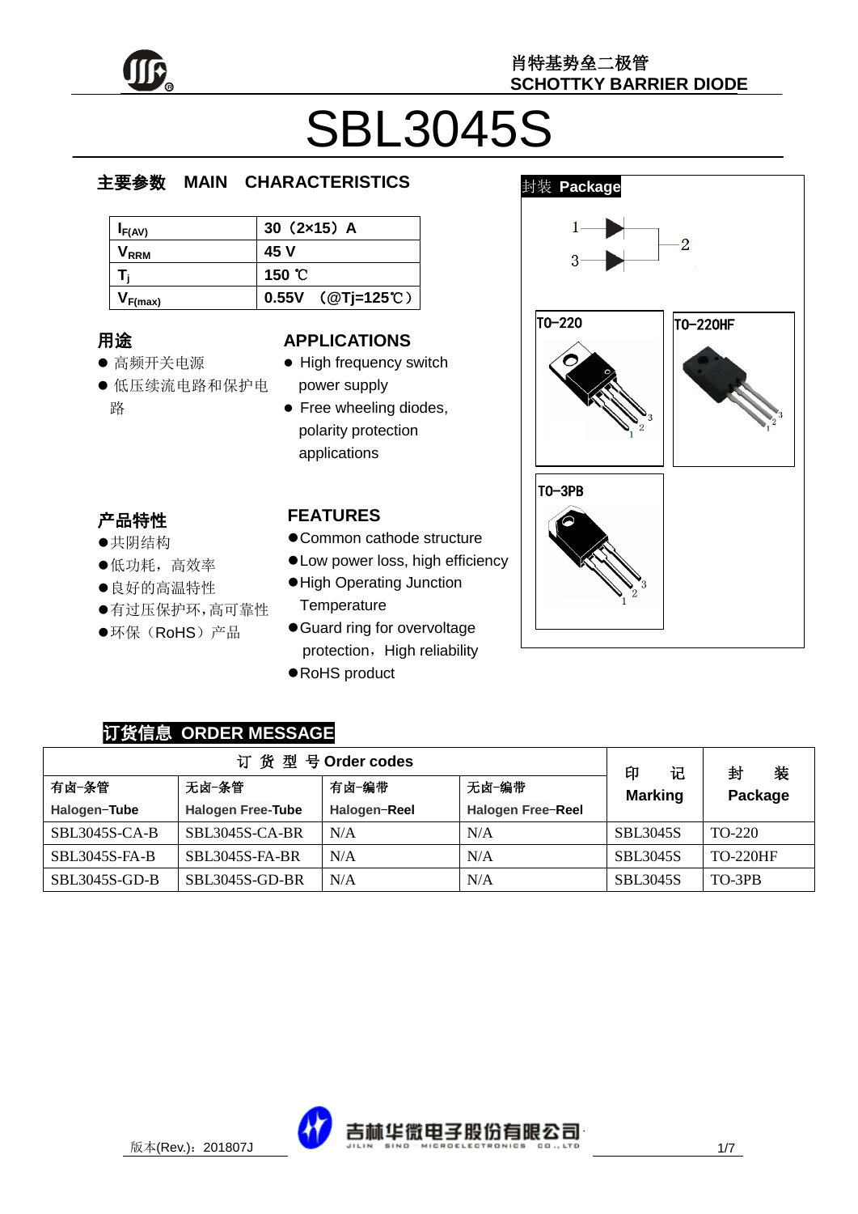肖特基势垒二极管
SCHOTTKY BARRIER DIODE

# SBL3045S

## 主要参数　MAIN　CHARACTERISTICS

| | |
|---|---|
| $I_{F(AV)}$ | 30（2×15）A |
| $V_{RRM}$ | 45 V |
| $T_j$ | 150 ℃ |
| $V_{F(max)}$ | 0.55V　(@Tj=125℃) |

## 用途

- 高频开关电源
- 低压续流电路和保护电路

## APPLICATIONS

- High frequency switch power supply
- Free wheeling diodes, polarity protection applications

## 产品特性

- 共阴结构
- 低功耗，高效率
- 良好的高温特性
- 有过压保护环，高可靠性
- 环保（RoHS）产品

## FEATURES

- Common cathode structure
- Low power loss, high efficiency
- High Operating Junction Temperature
- Guard ring for overvoltage protection，High reliability
- RoHS product

## 封装 Package

TO-220　TO-220HF　TO-3PB

## 订货信息 ORDER MESSAGE

| 订 货 型 号 Order codes | | | | 印　记 Marking | 封　装 Package |
|---|---|---|---|---|---|
| 有卤-条管 Halogen-Tube | 无卤-条管 Halogen Free-Tube | 有卤-编带 Halogen-Reel | 无卤-编带 Halogen Free-Reel | | |
| SBL3045S-CA-B | SBL3045S-CA-BR | N/A | N/A | SBL3045S | TO-220 |
| SBL3045S-FA-B | SBL3045S-FA-BR | N/A | N/A | SBL3045S | TO-220HF |
| SBL3045S-GD-B | SBL3045S-GD-BR | N/A | N/A | SBL3045S | TO-3PB |

版本(Rev.)：201807J　吉林华微电子股份有限公司 JILIN SINO MICROELECTRONICS CO.,LTD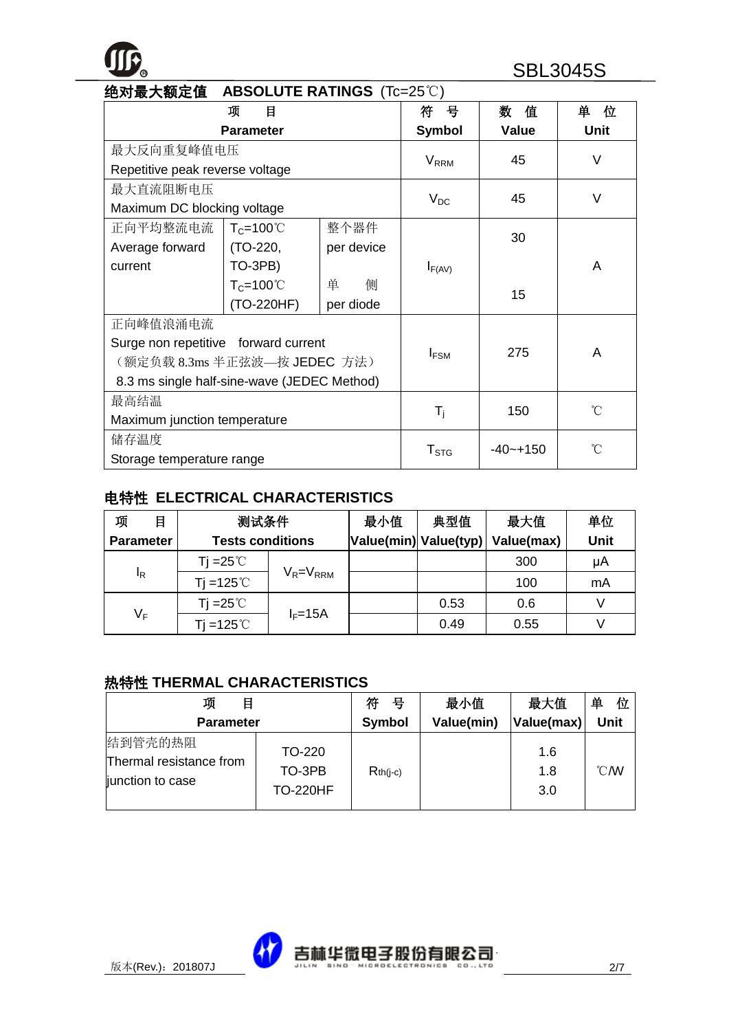## 绝对最大额定值 ABSOLUTE RATINGS (Tc=25℃)

| 项 目<br>Parameter | | | 符 号<br>Symbol | 数 值<br>Value | 单 位<br>Unit |
|---|---|---|---|---|---|
| 最大反向重复峰值电压<br>Repetitive peak reverse voltage | | | $V_{RRM}$ | 45 | V |
| 最大直流阻断电压<br>Maximum DC blocking voltage | | | $V_{DC}$ | 45 | V |
| 正向平均整流电流<br>Average forward current | $T_C$=100℃<br>(TO-220, TO-3PB) | 整个器件<br>per device | $I_{F(AV)}$ | 30 | A |
| | $T_C$=100℃<br>(TO-220HF) | 单 侧<br>per diode | | 15 | |
| 正向峰值浪涌电流<br>Surge non repetitive forward current<br>（额定负载 8.3ms 半正弦波—按 JEDEC 方法）<br>8.3 ms single half-sine-wave (JEDEC Method) | | | $I_{FSM}$ | 275 | A |
| 最高结温<br>Maximum junction temperature | | | $T_j$ | 150 | ℃ |
| 储存温度<br>Storage temperature range | | | $T_{STG}$ | -40~+150 | ℃ |

## 电特性 ELECTRICAL CHARACTERISTICS

| 项 目<br>Parameter | 测试条件<br>Tests conditions | | 最小值<br>Value(min) | 典型值<br>Value(typ) | 最大值<br>Value(max) | 单位<br>Unit |
|---|---|---|---|---|---|---|
| $I_R$ | Tj =25℃ | $V_R$=$V_{RRM}$ | | | 300 | μA |
| | Tj =125℃ | | | | 100 | mA |
| $V_F$ | Tj =25℃ | $I_F$=15A | | 0.53 | 0.6 | V |
| | Tj =125℃ | | | 0.49 | 0.55 | V |

## 热特性 THERMAL CHARACTERISTICS

| 项 目<br>Parameter | | 符 号<br>Symbol | 最小值<br>Value(min) | 最大值<br>Value(max) | 单 位<br>Unit |
|---|---|---|---|---|---|
| 结到管壳的热阻<br>Thermal resistance from junction to case | TO-220 | $R_{th(j\text{-}c)}$ | | 1.6 | ℃/W |
| | TO-3PB | | | 1.8 | |
| | TO-220HF | | | 3.0 | |

版本(Rev.)：201807J

吉林华微电子股份有限公司 JILIN SINO-MICROELECTRONICS CO., LTD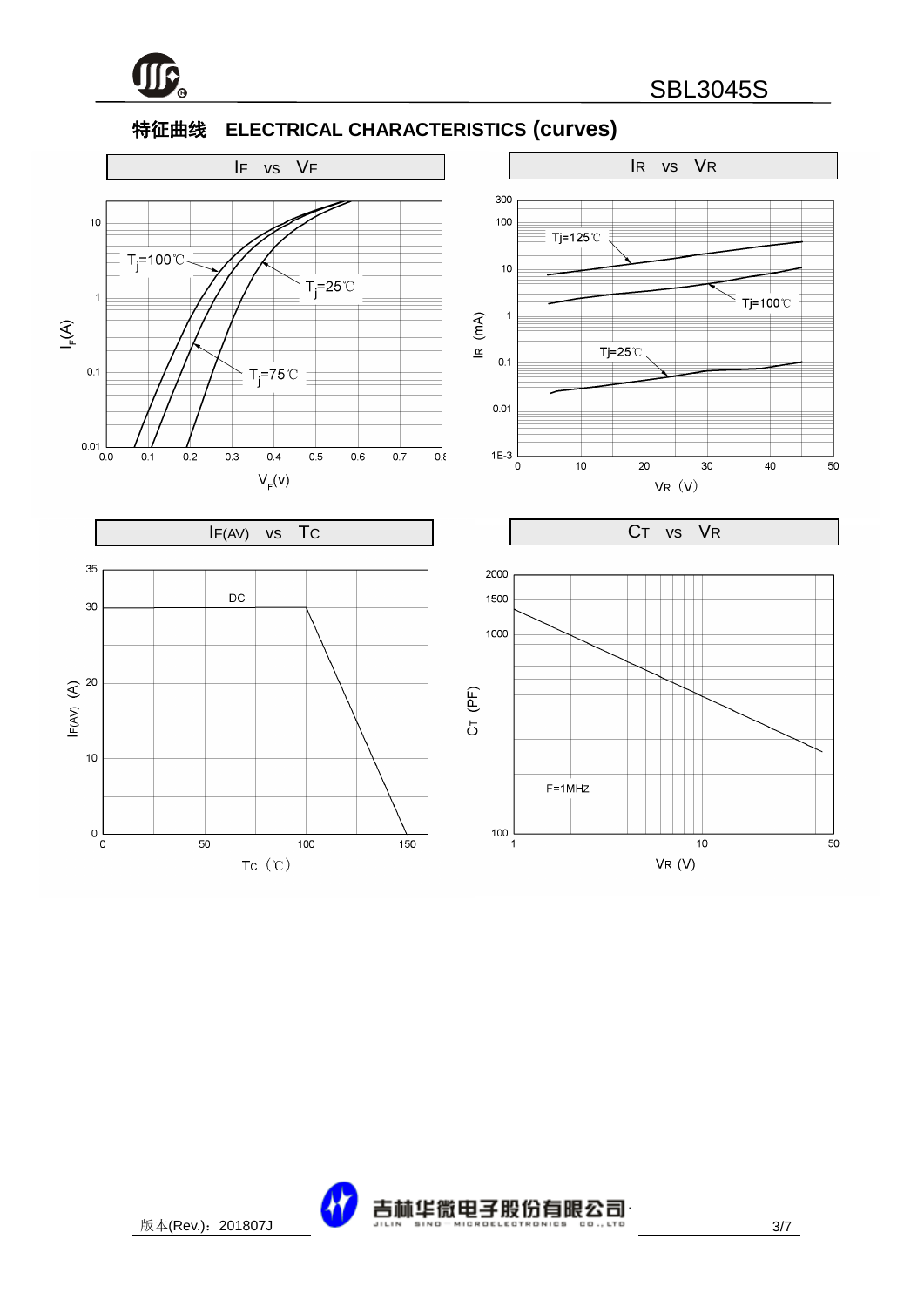## 特征曲线　ELECTRICAL CHARACTERISTICS (curves)

### $I_F$ vs $V_F$

$T_j$=100℃, $T_j$=25℃, $T_j$=75℃

$I_F$(A): 0.01, 0.1, 1, 10

$V_F$(v): 0.0, 0.1, 0.2, 0.3, 0.4, 0.5, 0.6, 0.7, 0.8

### $I_R$ vs $V_R$

Tj=125℃, Tj=100℃, Tj=25℃

$I_R$ (mA): 1E-3, 0.01, 0.1, 1, 10, 100, 300

$V_R$ (V): 0, 10, 20, 30, 40, 50

### $I_{F(AV)}$ vs $T_C$

DC

$I_{F(AV)}$ (A): 0, 10, 20, 30, 35

$T_C$ (℃): 0, 50, 100, 150

### $C_T$ vs $V_R$

F=1MHZ

$C_T$ (PF): 100, 1000, 1500, 2000

$V_R$ (V): 1, 10, 50

版本(Rev.)：201807J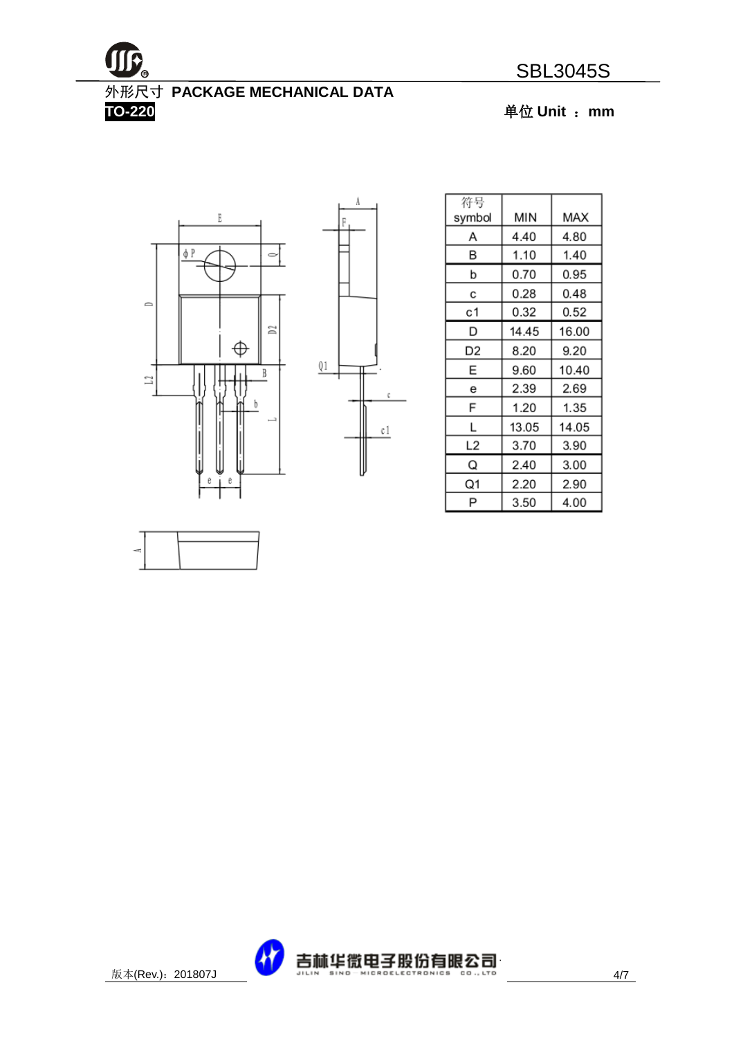## 外形尺寸 PACKAGE MECHANICAL DATA

**TO-220**

**单位 Unit ： mm**

| 符号 symbol | MIN | MAX |
|---|---|---|
| A | 4.40 | 4.80 |
| B | 1.10 | 1.40 |
| b | 0.70 | 0.95 |
| c | 0.28 | 0.48 |
| c1 | 0.32 | 0.52 |
| D | 14.45 | 16.00 |
| D2 | 8.20 | 9.20 |
| E | 9.60 | 10.40 |
| e | 2.39 | 2.69 |
| F | 1.20 | 1.35 |
| L | 13.05 | 14.05 |
| L2 | 3.70 | 3.90 |
| Q | 2.40 | 3.00 |
| Q1 | 2.20 | 2.90 |
| P | 3.50 | 4.00 |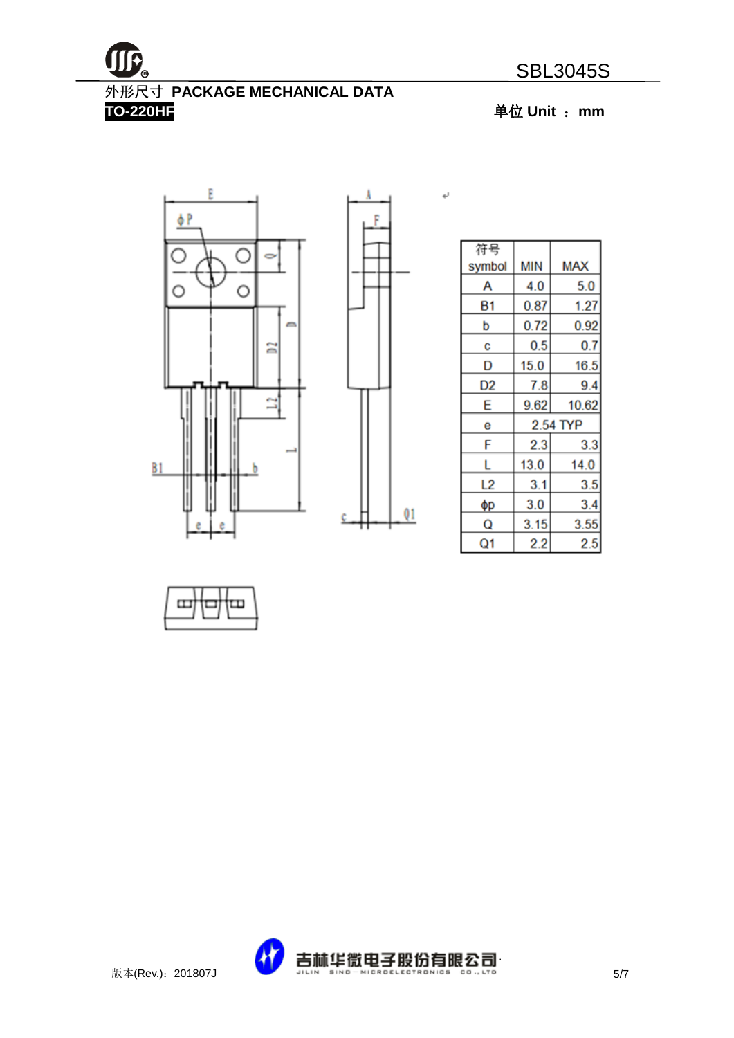## 外形尺寸 PACKAGE MECHANICAL DATA

**TO-220HF**

**单位 Unit ： mm**

| 符号 symbol | MIN | MAX |
|---|---|---|
| A | 4.0 | 5.0 |
| B1 | 0.87 | 1.27 |
| b | 0.72 | 0.92 |
| c | 0.5 | 0.7 |
| D | 15.0 | 16.5 |
| D2 | 7.8 | 9.4 |
| E | 9.62 | 10.62 |
| e | 2.54 TYP | |
| F | 2.3 | 3.3 |
| L | 13.0 | 14.0 |
| L2 | 3.1 | 3.5 |
| ϕp | 3.0 | 3.4 |
| Q | 3.15 | 3.55 |
| Q1 | 2.2 | 2.5 |

版本(Rev.)：201807J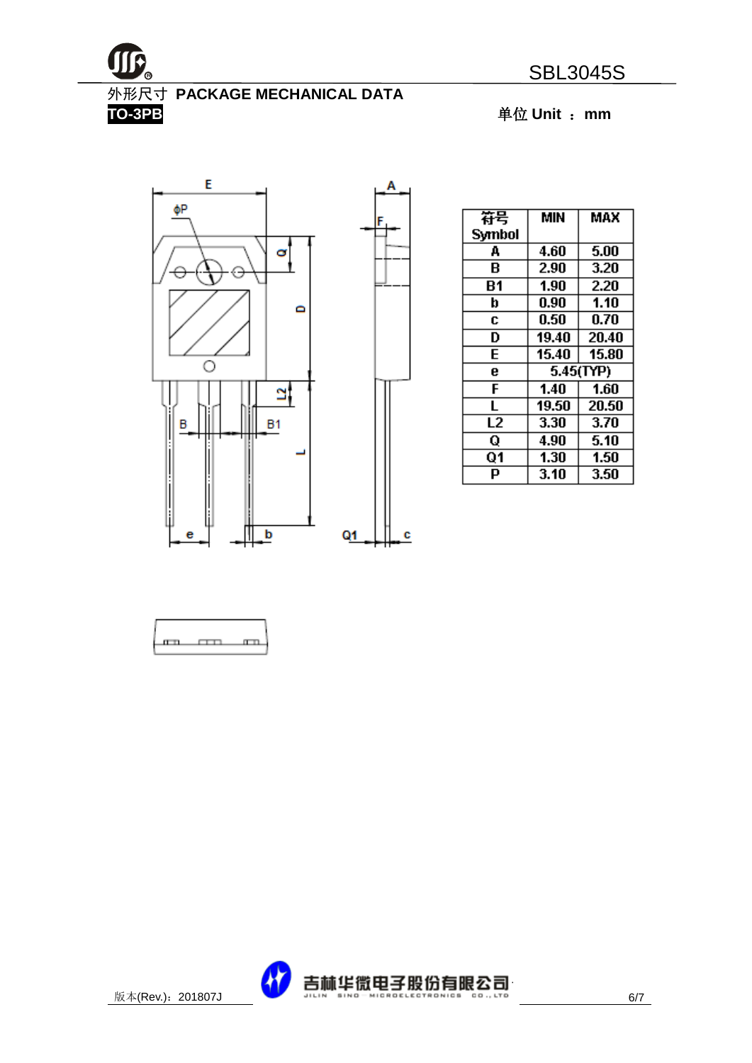## 外形尺寸 PACKAGE MECHANICAL DATA

**TO-3PB**

单位 Unit ： mm

| 符号 Symbol | MIN | MAX |
|---|---|---|
| A | 4.60 | 5.00 |
| B | 2.90 | 3.20 |
| B1 | 1.90 | 2.20 |
| b | 0.90 | 1.10 |
| c | 0.50 | 0.70 |
| D | 19.40 | 20.40 |
| E | 15.40 | 15.80 |
| e | 5.45(TYP) | |
| F | 1.40 | 1.60 |
| L | 19.50 | 20.50 |
| L2 | 3.30 | 3.70 |
| Q | 4.90 | 5.10 |
| Q1 | 1.30 | 1.50 |
| P | 3.10 | 3.50 |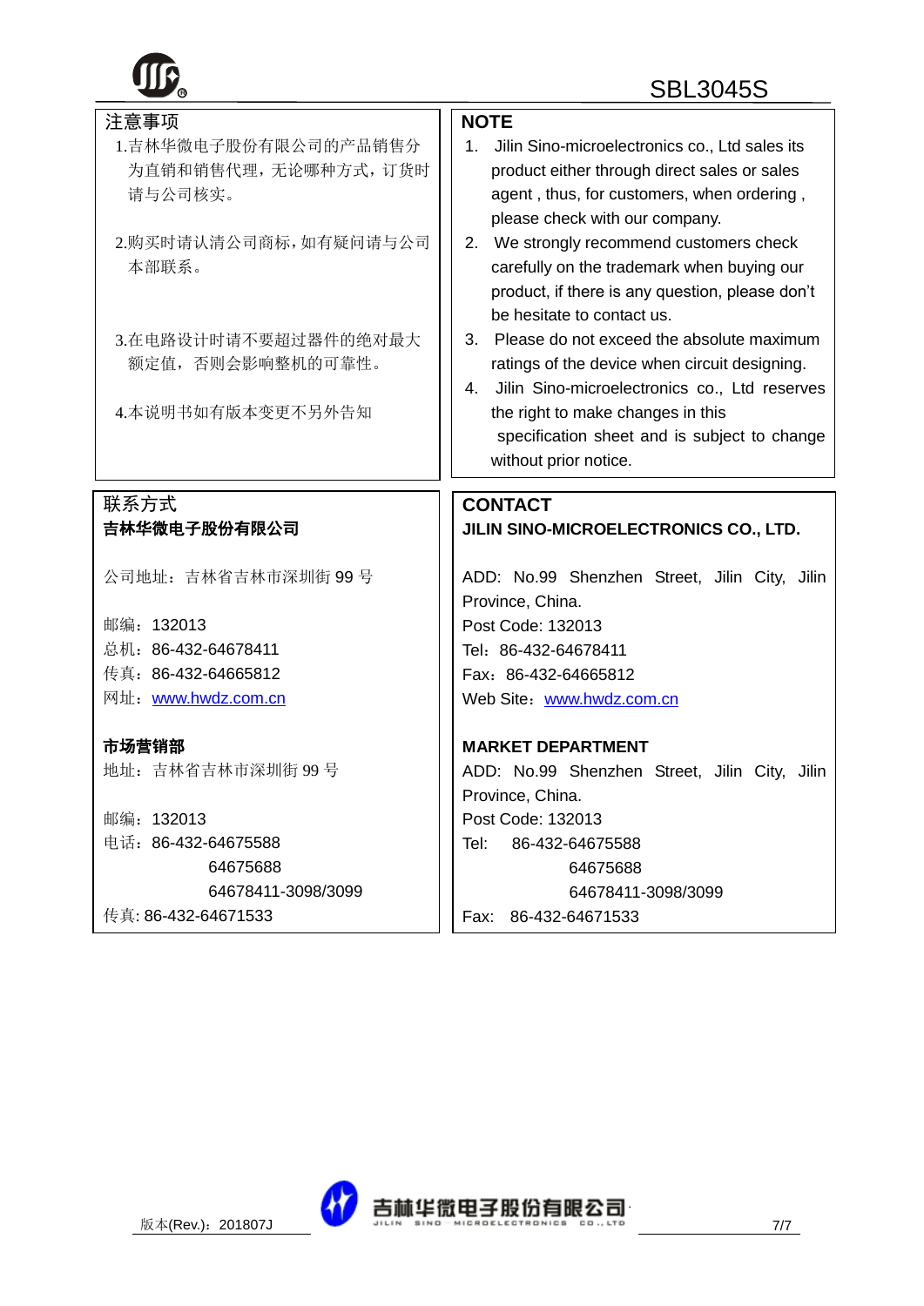## 注意事项

1.吉林华微电子股份有限公司的产品销售分为直销和销售代理，无论哪种方式，订货时请与公司核实。

2.购买时请认清公司商标，如有疑问请与公司本部联系。

3.在电路设计时请不要超过器件的绝对最大额定值，否则会影响整机的可靠性。

4.本说明书如有版本变更不另外告知

## NOTE

1. Jilin Sino-microelectronics co., Ltd sales its product either through direct sales or sales agent , thus, for customers, when ordering , please check with our company.
2. We strongly recommend customers check carefully on the trademark when buying our product, if there is any question, please don't be hesitate to contact us.
3. Please do not exceed the absolute maximum ratings of the device when circuit designing.
4. Jilin Sino-microelectronics co., Ltd reserves the right to make changes in this specification sheet and is subject to change without prior notice.

## 联系方式

**吉林华微电子股份有限公司**

公司地址：吉林省吉林市深圳街 99 号

邮编：132013
总机：86-432-64678411
传真：86-432-64665812
网址：www.hwdz.com.cn

**市场营销部**

地址：吉林省吉林市深圳街 99 号

邮编：132013
电话：86-432-64675588
64675688
64678411-3098/3099
传真: 86-432-64671533

## CONTACT

**JILIN SINO-MICROELECTRONICS CO., LTD.**

ADD: No.99 Shenzhen Street, Jilin City, Jilin Province, China.
Post Code: 132013
Tel：86-432-64678411
Fax：86-432-64665812
Web Site：www.hwdz.com.cn

**MARKET DEPARTMENT**

ADD: No.99 Shenzhen Street, Jilin City, Jilin Province, China.
Post Code: 132013
Tel: 86-432-64675588
64675688
64678411-3098/3099
Fax: 86-432-64671533

版本(Rev.)：201807J